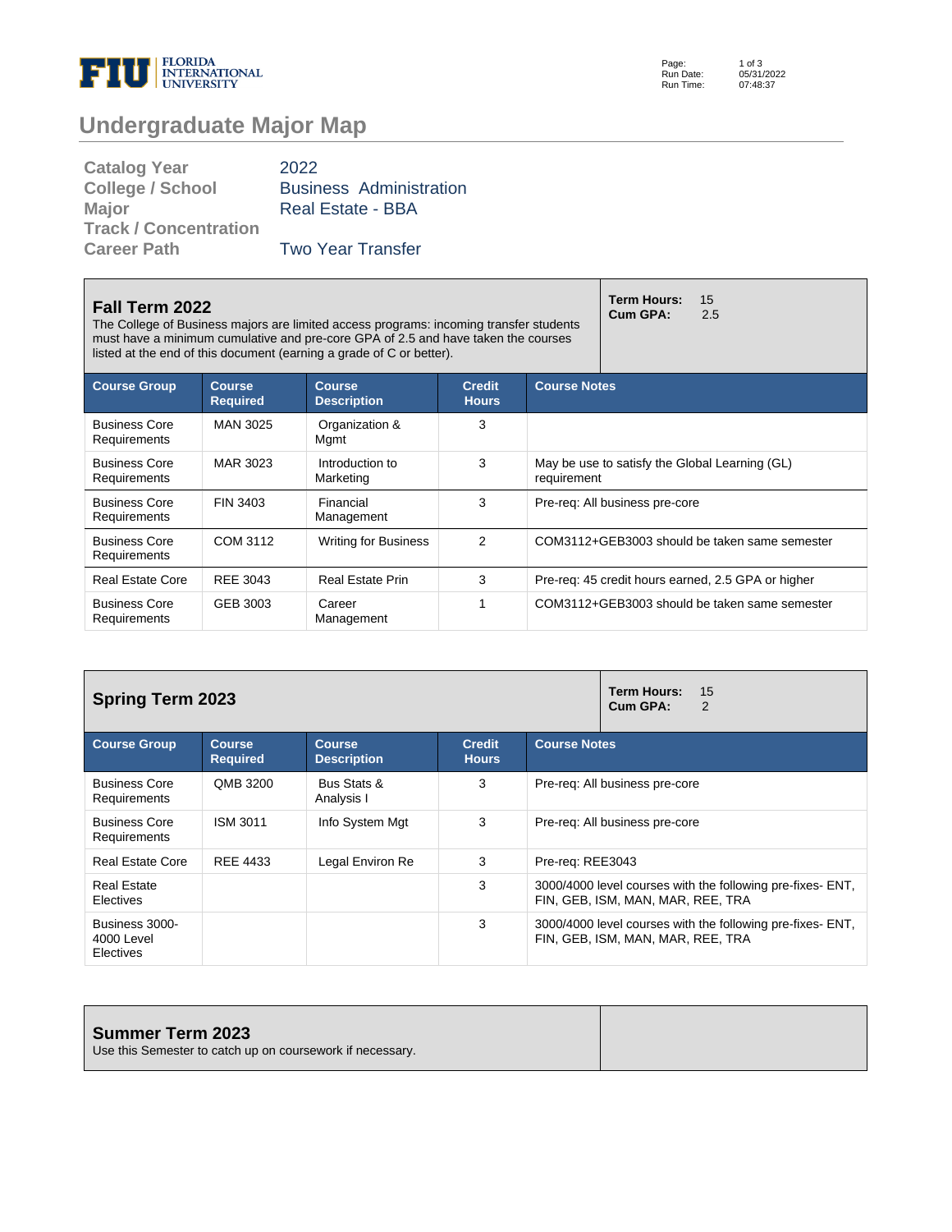# Undergraduate Major Map

| | |
|---|---|
| **Catalog Year** | 2022 |
| **College / School** | Business Administration |
| **Major** | Real Estate - BBA |
| **Track / Concentration** | |
| **Career Path** | Two Year Transfer |

## Fall Term 2022

The College of Business majors are limited access programs: incoming transfer students must have a minimum cumulative and pre-core GPA of 2.5 and have taken the courses listed at the end of this document (earning a grade of C or better).

**Term Hours:** 15
**Cum GPA:** 2.5

| Course Group | Course Required | Course Description | Credit Hours | Course Notes |
|---|---|---|---|---|
| Business Core Requirements | MAN 3025 | Organization & Mgmt | 3 | |
| Business Core Requirements | MAR 3023 | Introduction to Marketing | 3 | May be use to satisfy the Global Learning (GL) requirement |
| Business Core Requirements | FIN 3403 | Financial Management | 3 | Pre-req: All business pre-core |
| Business Core Requirements | COM 3112 | Writing for Business | 2 | COM3112+GEB3003 should be taken same semester |
| Real Estate Core | REE 3043 | Real Estate Prin | 3 | Pre-req: 45 credit hours earned, 2.5 GPA or higher |
| Business Core Requirements | GEB 3003 | Career Management | 1 | COM3112+GEB3003 should be taken same semester |

## Spring Term 2023

**Term Hours:** 15
**Cum GPA:** 2

| Course Group | Course Required | Course Description | Credit Hours | Course Notes |
|---|---|---|---|---|
| Business Core Requirements | QMB 3200 | Bus Stats & Analysis I | 3 | Pre-req: All business pre-core |
| Business Core Requirements | ISM 3011 | Info System Mgt | 3 | Pre-req: All business pre-core |
| Real Estate Core | REE 4433 | Legal Environ Re | 3 | Pre-req: REE3043 |
| Real Estate Electives | | | 3 | 3000/4000 level courses with the following pre-fixes- ENT, FIN, GEB, ISM, MAN, MAR, REE, TRA |
| Business 3000-4000 Level Electives | | | 3 | 3000/4000 level courses with the following pre-fixes- ENT, FIN, GEB, ISM, MAN, MAR, REE, TRA |

## Summer Term 2023

Use this Semester to catch up on coursework if necessary.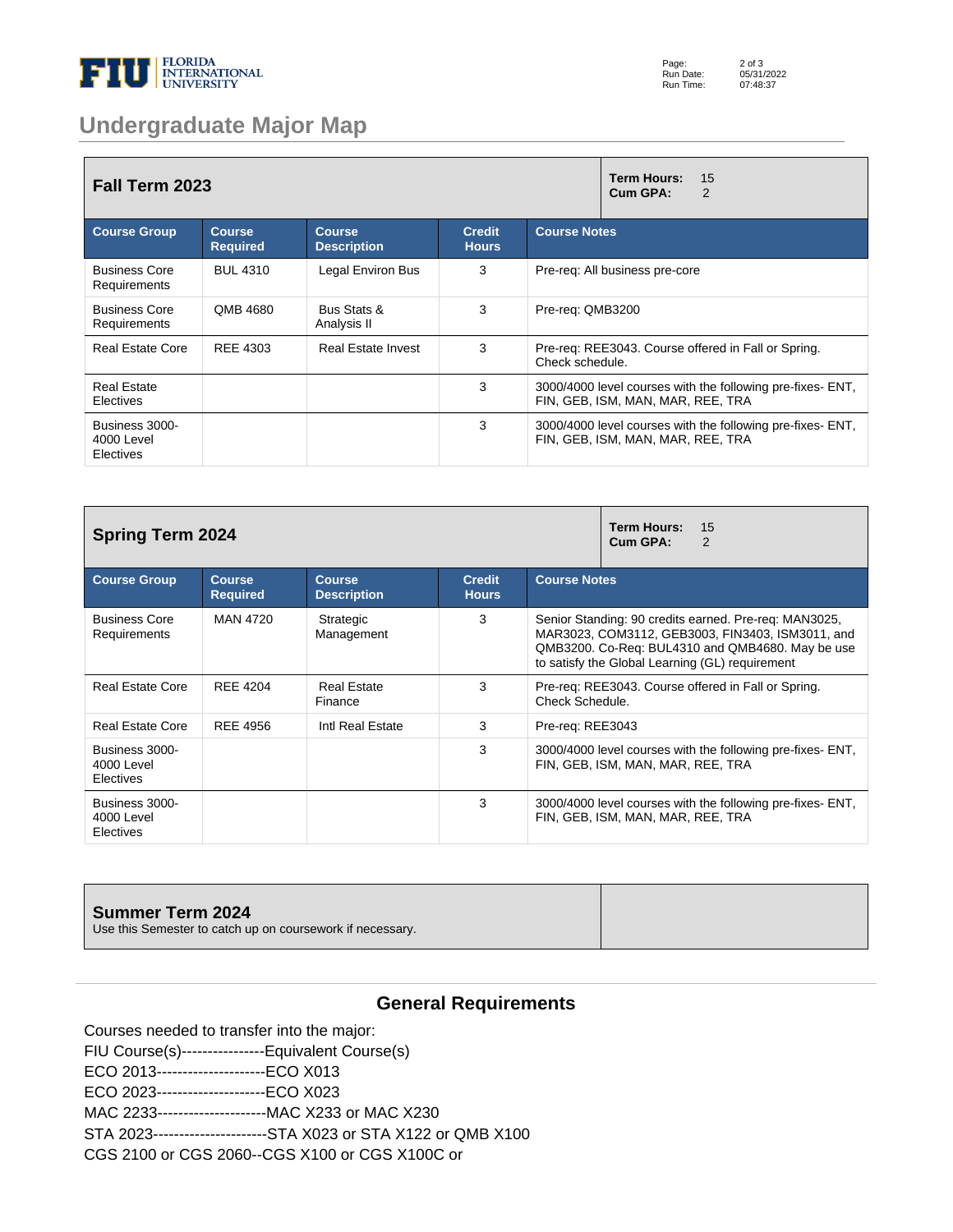## Undergraduate Major Map

### Fall Term 2023

**Term Hours:** 15
**Cum GPA:** 2

| Course Group | Course Required | Course Description | Credit Hours | Course Notes |
|---|---|---|---|---|
| Business Core Requirements | BUL 4310 | Legal Environ Bus | 3 | Pre-req: All business pre-core |
| Business Core Requirements | QMB 4680 | Bus Stats & Analysis II | 3 | Pre-req: QMB3200 |
| Real Estate Core | REE 4303 | Real Estate Invest | 3 | Pre-req: REE3043. Course offered in Fall or Spring. Check schedule. |
| Real Estate Electives | | | 3 | 3000/4000 level courses with the following pre-fixes- ENT, FIN, GEB, ISM, MAN, MAR, REE, TRA |
| Business 3000-4000 Level Electives | | | 3 | 3000/4000 level courses with the following pre-fixes- ENT, FIN, GEB, ISM, MAN, MAR, REE, TRA |

### Spring Term 2024

**Term Hours:** 15
**Cum GPA:** 2

| Course Group | Course Required | Course Description | Credit Hours | Course Notes |
|---|---|---|---|---|
| Business Core Requirements | MAN 4720 | Strategic Management | 3 | Senior Standing: 90 credits earned. Pre-req: MAN3025, MAR3023, COM3112, GEB3003, FIN3403, ISM3011, and QMB3200. Co-Req: BUL4310 and QMB4680. May be use to satisfy the Global Learning (GL) requirement |
| Real Estate Core | REE 4204 | Real Estate Finance | 3 | Pre-req: REE3043. Course offered in Fall or Spring. Check Schedule. |
| Real Estate Core | REE 4956 | Intl Real Estate | 3 | Pre-req: REE3043 |
| Business 3000-4000 Level Electives | | | 3 | 3000/4000 level courses with the following pre-fixes- ENT, FIN, GEB, ISM, MAN, MAR, REE, TRA |
| Business 3000-4000 Level Electives | | | 3 | 3000/4000 level courses with the following pre-fixes- ENT, FIN, GEB, ISM, MAN, MAR, REE, TRA |

### Summer Term 2024

Use this Semester to catch up on coursework if necessary.

## General Requirements

Courses needed to transfer into the major:
FIU Course(s)----------------Equivalent Course(s)
ECO 2013---------------------ECO X013
ECO 2023---------------------ECO X023
MAC 2233---------------------MAC X233 or MAC X230
STA 2023----------------------STA X023 or STA X122 or QMB X100
CGS 2100 or CGS 2060--CGS X100 or CGS X100C or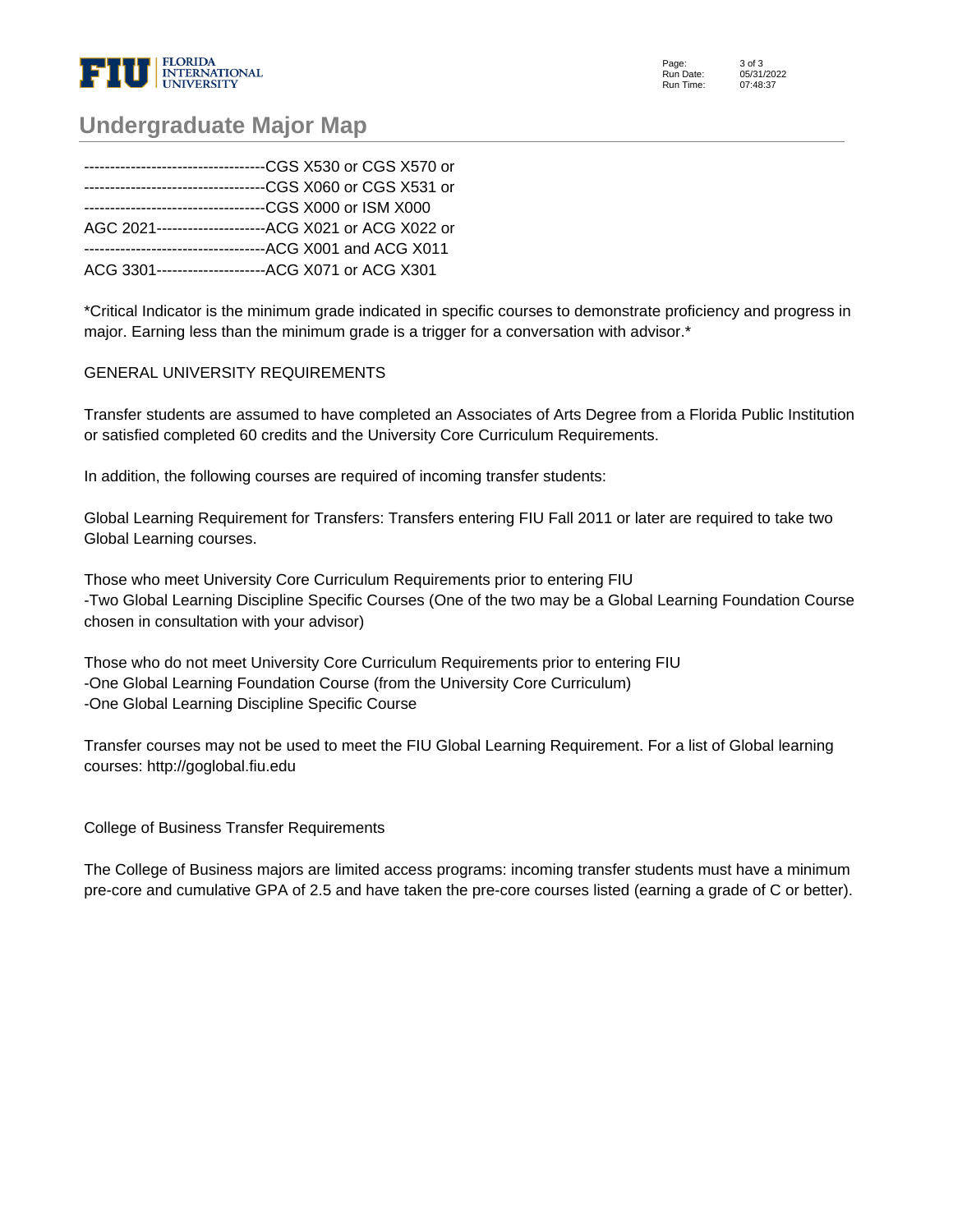# Undergraduate Major Map

-----------------------------------CGS X530 or CGS X570 or
-----------------------------------CGS X060 or CGS X531 or
-----------------------------------CGS X000 or ISM X000
AGC 2021---------------------ACG X021 or ACG X022 or
-----------------------------------ACG X001 and ACG X011
ACG 3301---------------------ACG X071 or ACG X301

*Critical Indicator is the minimum grade indicated in specific courses to demonstrate proficiency and progress in major. Earning less than the minimum grade is a trigger for a conversation with advisor.*

GENERAL UNIVERSITY REQUIREMENTS

Transfer students are assumed to have completed an Associates of Arts Degree from a Florida Public Institution or satisfied completed 60 credits and the University Core Curriculum Requirements.

In addition, the following courses are required of incoming transfer students:

Global Learning Requirement for Transfers: Transfers entering FIU Fall 2011 or later are required to take two Global Learning courses.

Those who meet University Core Curriculum Requirements prior to entering FIU
-Two Global Learning Discipline Specific Courses (One of the two may be a Global Learning Foundation Course chosen in consultation with your advisor)

Those who do not meet University Core Curriculum Requirements prior to entering FIU
-One Global Learning Foundation Course (from the University Core Curriculum)
-One Global Learning Discipline Specific Course

Transfer courses may not be used to meet the FIU Global Learning Requirement. For a list of Global learning courses: http://goglobal.fiu.edu

College of Business Transfer Requirements

The College of Business majors are limited access programs: incoming transfer students must have a minimum pre-core and cumulative GPA of 2.5 and have taken the pre-core courses listed (earning a grade of C or better).